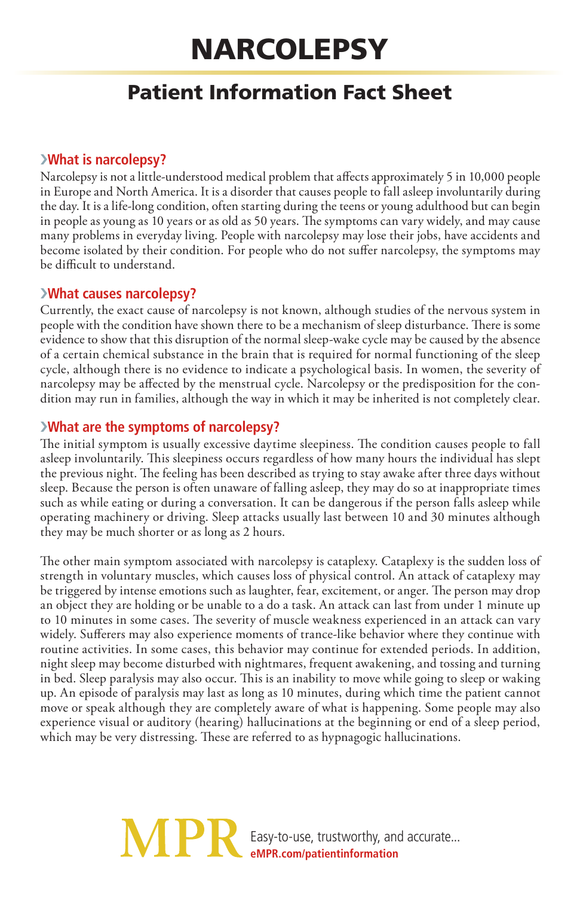# NARCOLEPSY

## Patient Information Fact Sheet

### ›What is narcolepsy?

Narcolepsy is not a little-understood medical problem that affects approximately 5 in 10,000 people in Europe and North America. It is a disorder that causes people to fall asleep involuntarily during the day. It is a life-long condition, often starting during the teens or young adulthood but can begin in people as young as 10 years or as old as 50 years. The symptoms can vary widely, and may cause many problems in everyday living. People with narcolepsy may lose their jobs, have accidents and become isolated by their condition. For people who do not suffer narcolepsy, the symptoms may be difficult to understand.

### ›What causes narcolepsy?

Currently, the exact cause of narcolepsy is not known, although studies of the nervous system in people with the condition have shown there to be a mechanism of sleep disturbance. There is some evidence to show that this disruption of the normal sleep-wake cycle may be caused by the absence of a certain chemical substance in the brain that is required for normal functioning of the sleep cycle, although there is no evidence to indicate a psychological basis. In women, the severity of narcolepsy may be affected by the menstrual cycle. Narcolepsy or the predisposition for the condition may run in families, although the way in which it may be inherited is not completely clear.

### ›What are the symptoms of narcolepsy?

The initial symptom is usually excessive daytime sleepiness. The condition causes people to fall asleep involuntarily. This sleepiness occurs regardless of how many hours the individual has slept the previous night. The feeling has been described as trying to stay awake after three days without sleep. Because the person is often unaware of falling asleep, they may do so at inappropriate times such as while eating or during a conversation. It can be dangerous if the person falls asleep while operating machinery or driving. Sleep attacks usually last between 10 and 30 minutes although they may be much shorter or as long as 2 hours.

The other main symptom associated with narcolepsy is cataplexy. Cataplexy is the sudden loss of strength in voluntary muscles, which causes loss of physical control. An attack of cataplexy may be triggered by intense emotions such as laughter, fear, excitement, or anger. The person may drop an object they are holding or be unable to a do a task. An attack can last from under 1 minute up to 10 minutes in some cases. The severity of muscle weakness experienced in an attack can vary widely. Sufferers may also experience moments of trance-like behavior where they continue with routine activities. In some cases, this behavior may continue for extended periods. In addition, night sleep may become disturbed with nightmares, frequent awakening, and tossing and turning in bed. Sleep paralysis may also occur. This is an inability to move while going to sleep or waking up. An episode of paralysis may last as long as 10 minutes, during which time the patient cannot move or speak although they are completely aware of what is happening. Some people may also experience visual or auditory (hearing) hallucinations at the beginning or end of a sleep period, which may be very distressing. These are referred to as hypnagogic hallucinations.

MPR Easy-to-use, trustworthy, and accurate...
eMPR.com/patientinformation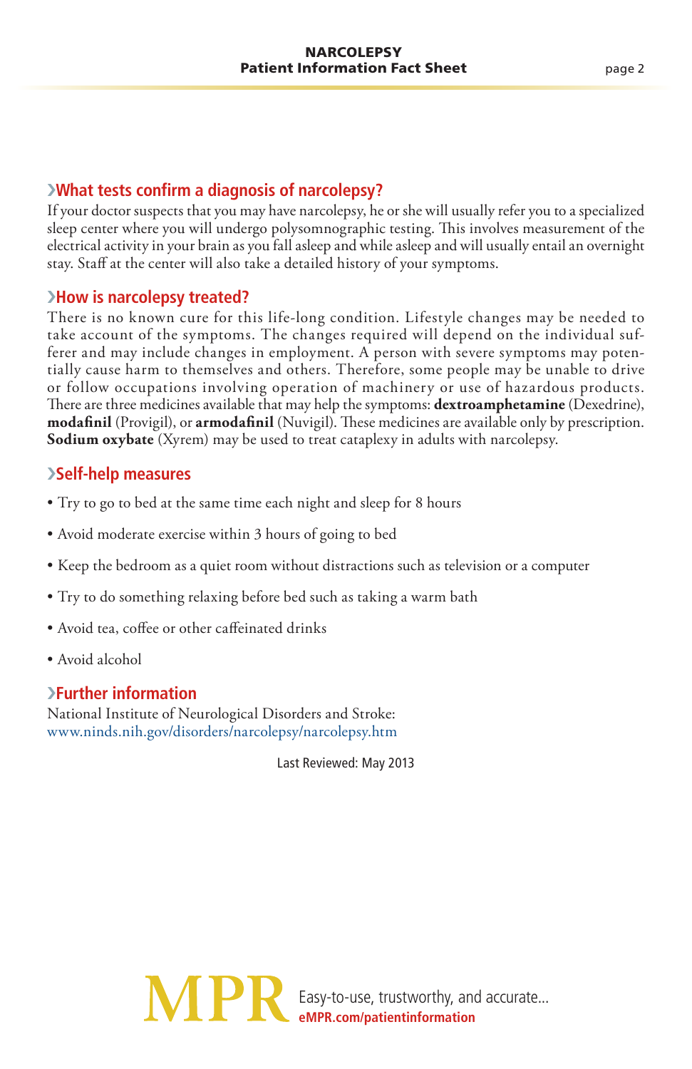## What tests confirm a diagnosis of narcolepsy?

If your doctor suspects that you may have narcolepsy, he or she will usually refer you to a specialized sleep center where you will undergo polysomnographic testing. This involves measurement of the electrical activity in your brain as you fall asleep and while asleep and will usually entail an overnight stay. Staff at the center will also take a detailed history of your symptoms.

## How is narcolepsy treated?

There is no known cure for this life-long condition. Lifestyle changes may be needed to take account of the symptoms. The changes required will depend on the individual sufferer and may include changes in employment. A person with severe symptoms may potentially cause harm to themselves and others. Therefore, some people may be unable to drive or follow occupations involving operation of machinery or use of hazardous products. There are three medicines available that may help the symptoms: **dextroamphetamine** (Dexedrine), **modafinil** (Provigil), or **armodafinil** (Nuvigil). These medicines are available only by prescription. **Sodium oxybate** (Xyrem) may be used to treat cataplexy in adults with narcolepsy.

## Self-help measures

- Try to go to bed at the same time each night and sleep for 8 hours
- Avoid moderate exercise within 3 hours of going to bed
- Keep the bedroom as a quiet room without distractions such as television or a computer
- Try to do something relaxing before bed such as taking a warm bath
- Avoid tea, coffee or other caffeinated drinks
- Avoid alcohol

## Further information

National Institute of Neurological Disorders and Stroke:
www.ninds.nih.gov/disorders/narcolepsy/narcolepsy.htm

Last Reviewed: May 2013

MPR Easy-to-use, trustworthy, and accurate...
eMPR.com/patientinformation